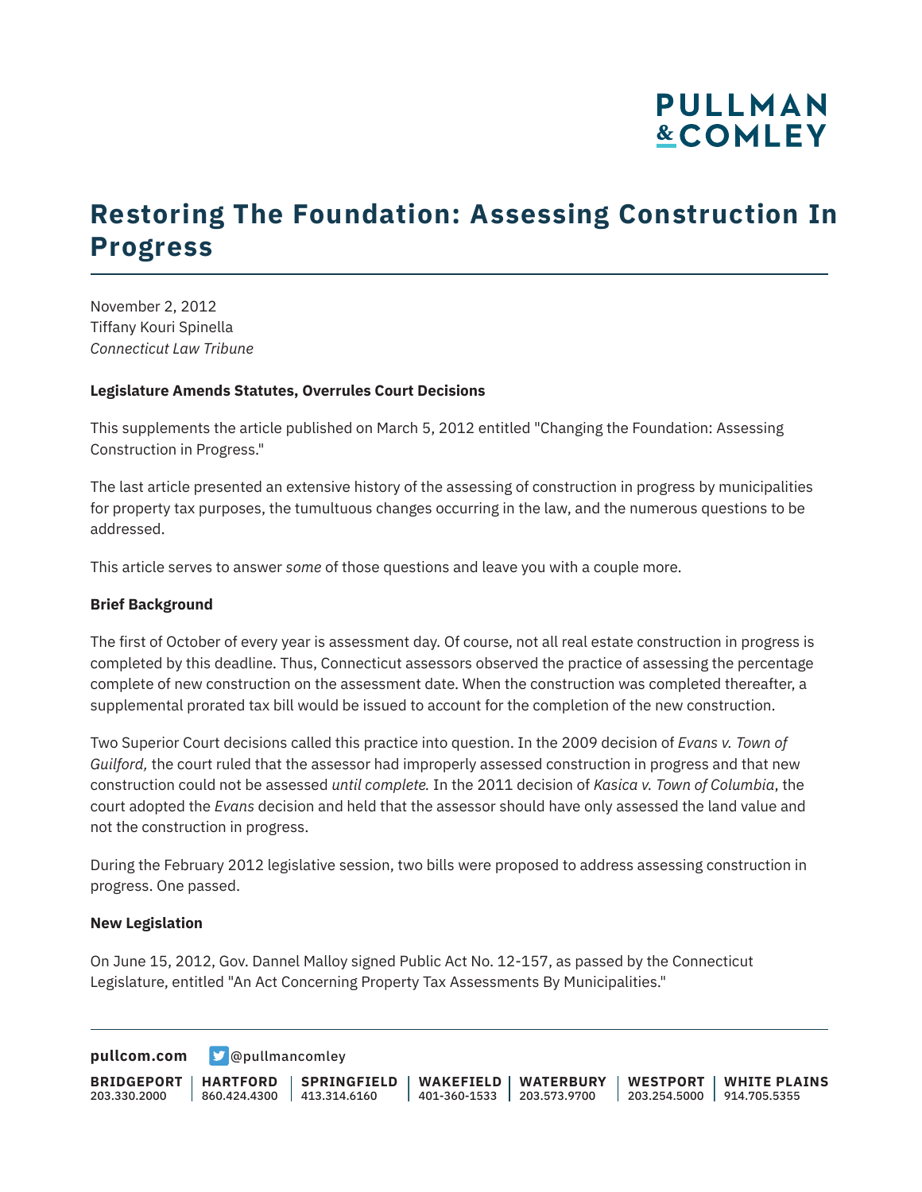# Restoring The Foundation: Assessing Construction In Progress

November 2, 2012
Tiffany Kouri Spinella
*Connecticut Law Tribune*

**Legislature Amends Statutes, Overrules Court Decisions**

This supplements the article published on March 5, 2012 entitled "Changing the Foundation: Assessing Construction in Progress."

The last article presented an extensive history of the assessing of construction in progress by municipalities for property tax purposes, the tumultuous changes occurring in the law, and the numerous questions to be addressed.

This article serves to answer *some* of those questions and leave you with a couple more.

**Brief Background**

The first of October of every year is assessment day. Of course, not all real estate construction in progress is completed by this deadline. Thus, Connecticut assessors observed the practice of assessing the percentage complete of new construction on the assessment date. When the construction was completed thereafter, a supplemental prorated tax bill would be issued to account for the completion of the new construction.

Two Superior Court decisions called this practice into question. In the 2009 decision of *Evans v. Town of Guilford,* the court ruled that the assessor had improperly assessed construction in progress and that new construction could not be assessed *until complete.* In the 2011 decision of *Kasica v. Town of Columbia*, the court adopted the *Evans* decision and held that the assessor should have only assessed the land value and not the construction in progress.

During the February 2012 legislative session, two bills were proposed to address assessing construction in progress. One passed.

**New Legislation**

On June 15, 2012, Gov. Dannel Malloy signed Public Act No. 12-157, as passed by the Connecticut Legislature, entitled "An Act Concerning Property Tax Assessments By Municipalities."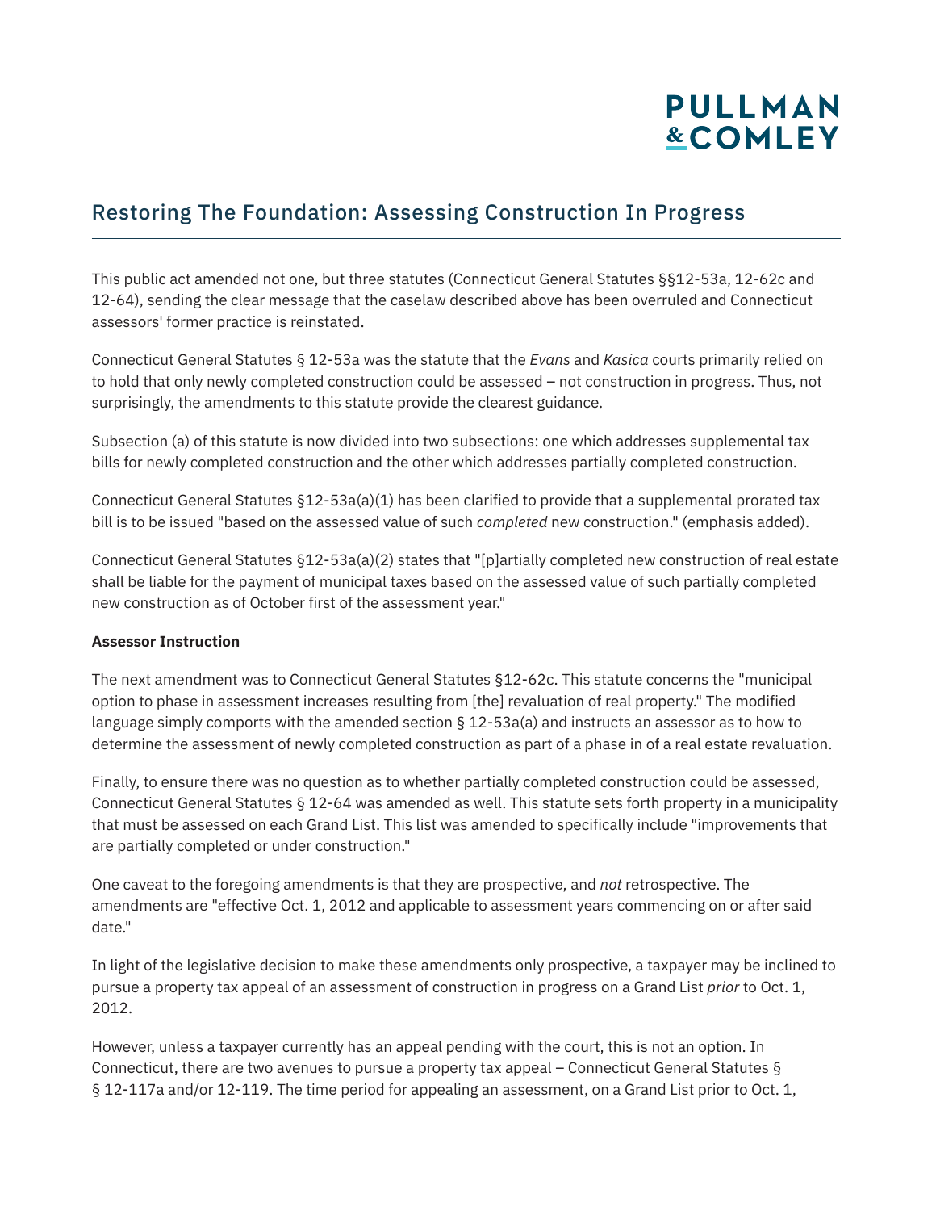## Restoring The Foundation: Assessing Construction In Progress

This public act amended not one, but three statutes (Connecticut General Statutes §§12-53a, 12-62c and 12-64), sending the clear message that the caselaw described above has been overruled and Connecticut assessors' former practice is reinstated.

Connecticut General Statutes § 12-53a was the statute that the *Evans* and *Kasica* courts primarily relied on to hold that only newly completed construction could be assessed – not construction in progress. Thus, not surprisingly, the amendments to this statute provide the clearest guidance.

Subsection (a) of this statute is now divided into two subsections: one which addresses supplemental tax bills for newly completed construction and the other which addresses partially completed construction.

Connecticut General Statutes §12-53a(a)(1) has been clarified to provide that a supplemental prorated tax bill is to be issued "based on the assessed value of such *completed* new construction." (emphasis added).

Connecticut General Statutes §12-53a(a)(2) states that "[p]artially completed new construction of real estate shall be liable for the payment of municipal taxes based on the assessed value of such partially completed new construction as of October first of the assessment year."

**Assessor Instruction**

The next amendment was to Connecticut General Statutes §12-62c. This statute concerns the "municipal option to phase in assessment increases resulting from [the] revaluation of real property." The modified language simply comports with the amended section § 12-53a(a) and instructs an assessor as to how to determine the assessment of newly completed construction as part of a phase in of a real estate revaluation.

Finally, to ensure there was no question as to whether partially completed construction could be assessed, Connecticut General Statutes § 12-64 was amended as well. This statute sets forth property in a municipality that must be assessed on each Grand List. This list was amended to specifically include "improvements that are partially completed or under construction."

One caveat to the foregoing amendments is that they are prospective, and *not* retrospective. The amendments are "effective Oct. 1, 2012 and applicable to assessment years commencing on or after said date."

In light of the legislative decision to make these amendments only prospective, a taxpayer may be inclined to pursue a property tax appeal of an assessment of construction in progress on a Grand List *prior* to Oct. 1, 2012.

However, unless a taxpayer currently has an appeal pending with the court, this is not an option. In Connecticut, there are two avenues to pursue a property tax appeal – Connecticut General Statutes § § 12-117a and/or 12-119. The time period for appealing an assessment, on a Grand List prior to Oct. 1,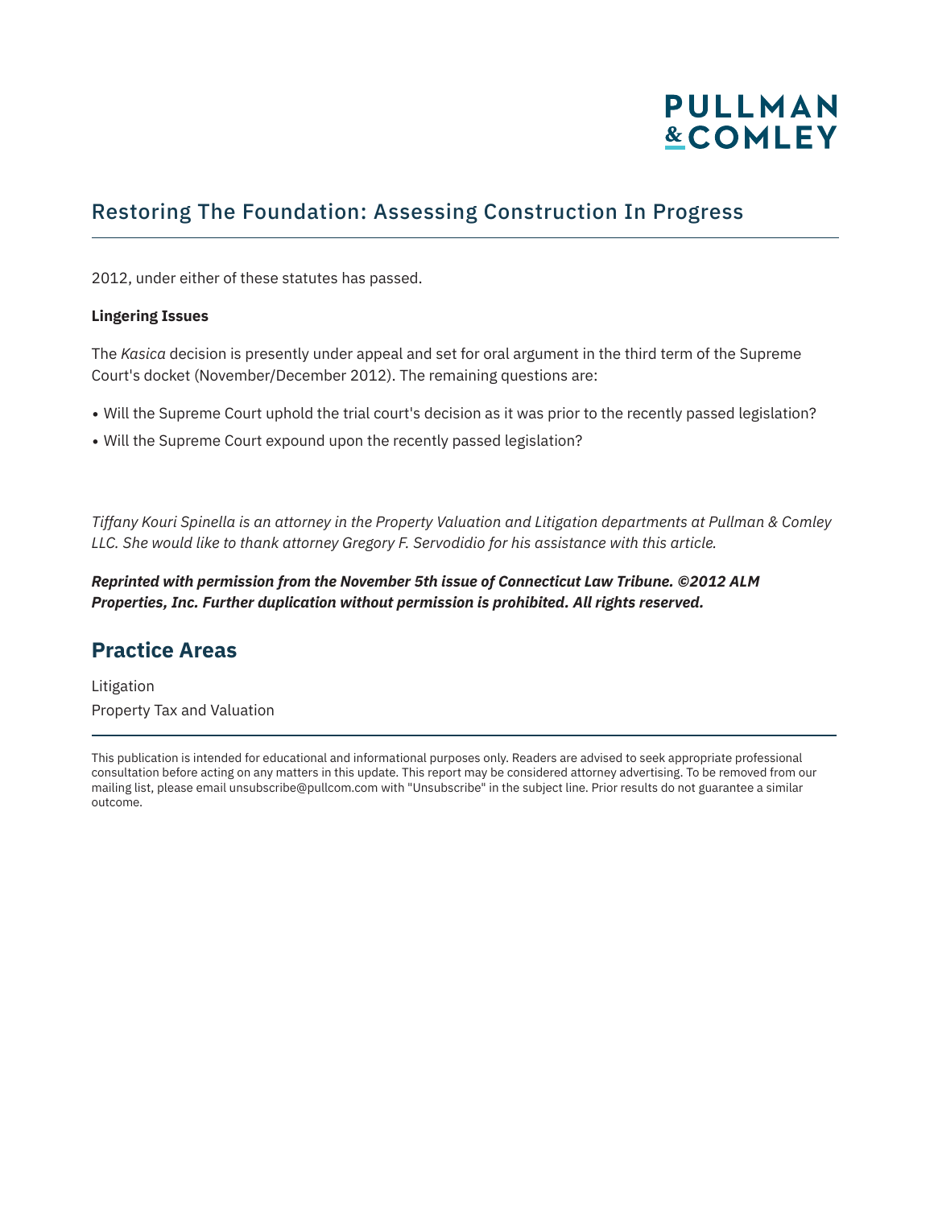2012, under either of these statutes has passed.

**Lingering Issues**

The *Kasica* decision is presently under appeal and set for oral argument in the third term of the Supreme Court's docket (November/December 2012). The remaining questions are:

- Will the Supreme Court uphold the trial court's decision as it was prior to the recently passed legislation?
- Will the Supreme Court expound upon the recently passed legislation?

*Tiffany Kouri Spinella is an attorney in the Property Valuation and Litigation departments at Pullman & Comley LLC. She would like to thank attorney Gregory F. Servodidio for his assistance with this article.*

***Reprinted with permission from the November 5th issue of Connecticut Law Tribune. ©2012 ALM Properties, Inc. Further duplication without permission is prohibited. All rights reserved.***

## Practice Areas

Litigation

Property Tax and Valuation

This publication is intended for educational and informational purposes only. Readers are advised to seek appropriate professional consultation before acting on any matters in this update. This report may be considered attorney advertising. To be removed from our mailing list, please email unsubscribe@pullcom.com with "Unsubscribe" in the subject line. Prior results do not guarantee a similar outcome.